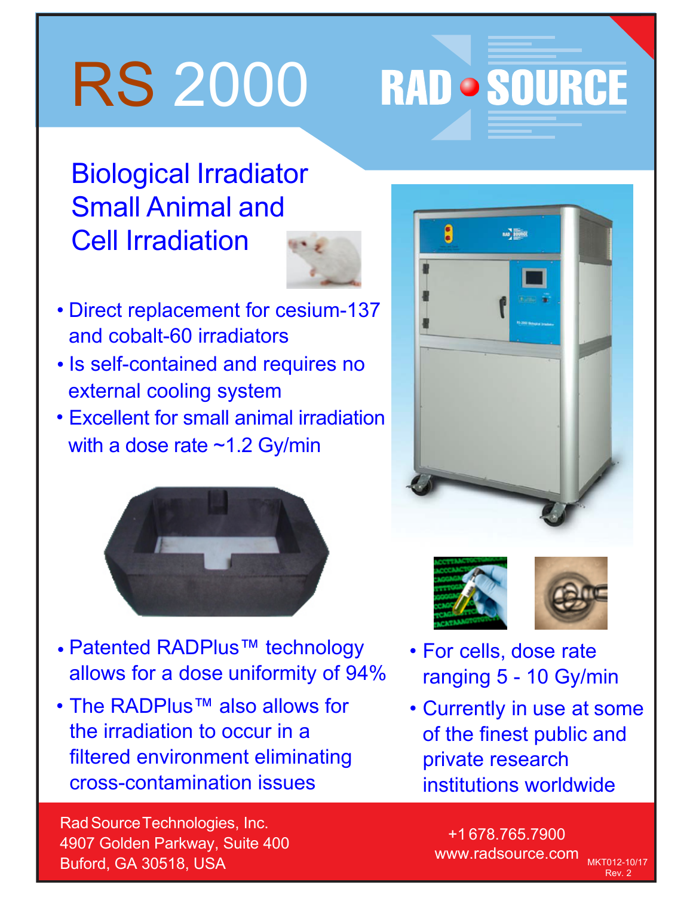# RS 2000

RAD SOURCE

## Biological Irradiator Small Animal and Cell Irradiation

- Direct replacement for cesium-137 and cobalt-60 irradiators
- Is self-contained and requires no external cooling system
- Excellent for small animal irradiation with a dose rate ~1.2 Gy/min

- Patented RADPlus™ technology allows for a dose uniformity of 94%
- The RADPlus™ also allows for the irradiation to occur in a filtered environment eliminating cross-contamination issues

- For cells, dose rate ranging 5 - 10 Gy/min
- Currently in use at some of the finest public and private research institutions worldwide

Rad Source Technologies, Inc.
4907 Golden Parkway, Suite 400
Buford, GA 30518, USA

+1 678.765.7900
www.radsource.com

MKT012-10/17
Rev. 2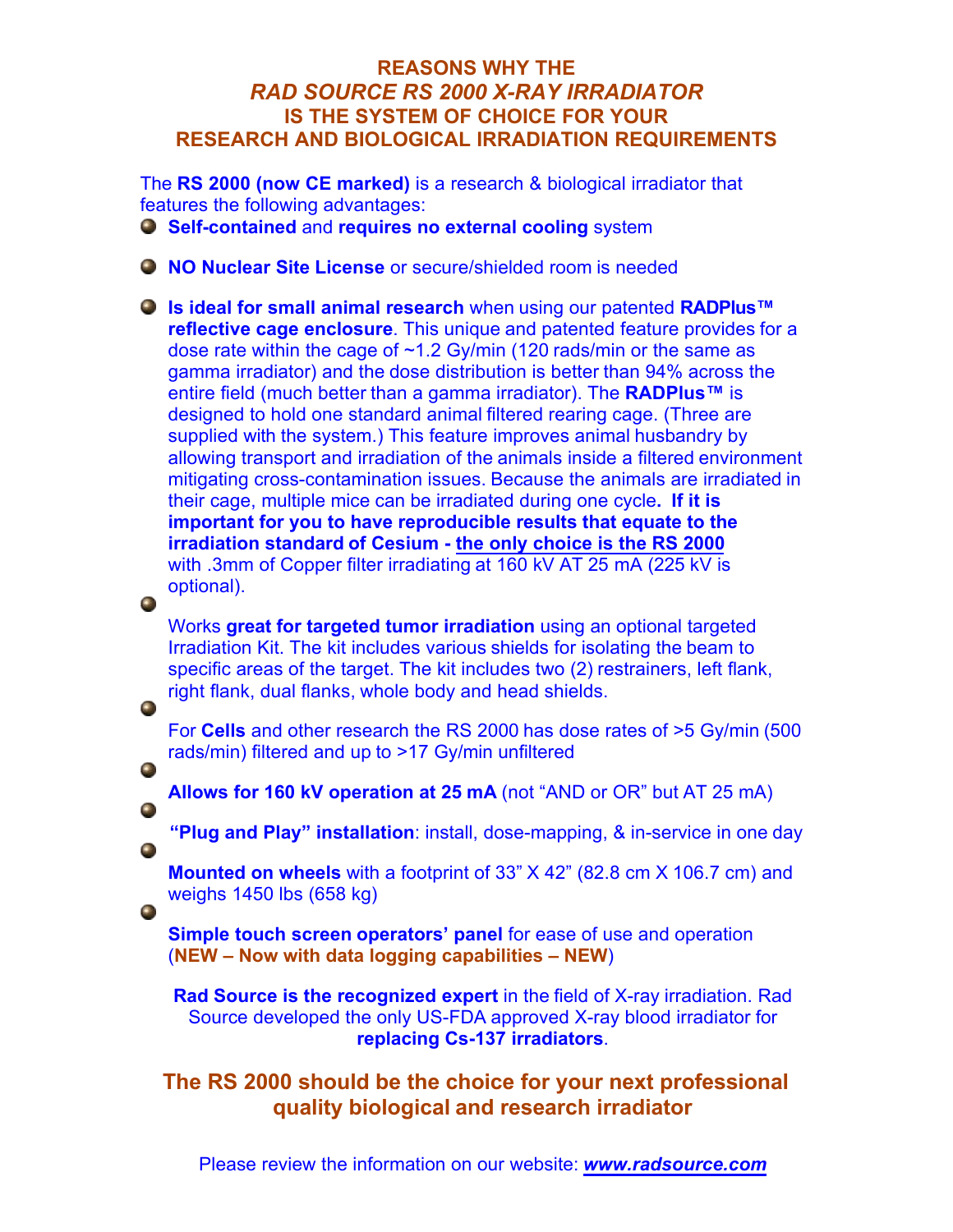# REASONS WHY THE *RAD SOURCE RS 2000 X-RAY IRRADIATOR* IS THE SYSTEM OF CHOICE FOR YOUR RESEARCH AND BIOLOGICAL IRRADIATION REQUIREMENTS

The **RS 2000 (now CE marked)** is a research & biological irradiator that features the following advantages:

- **Self-contained** and **requires no external cooling** system
- **NO Nuclear Site License** or secure/shielded room is needed
- **Is ideal for small animal research** when using our patented **RADPlus™ reflective cage enclosure**. This unique and patented feature provides for a dose rate within the cage of ~1.2 Gy/min (120 rads/min or the same as gamma irradiator) and the dose distribution is better than 94% across the entire field (much better than a gamma irradiator). The **RADPlus™** is designed to hold one standard animal filtered rearing cage. (Three are supplied with the system.) This feature improves animal husbandry by allowing transport and irradiation of the animals inside a filtered environment mitigating cross-contamination issues. Because the animals are irradiated in their cage, multiple mice can be irradiated during one cycle. **If it is important for you to have reproducible results that equate to the irradiation standard of Cesium - the only choice is the RS 2000** with .3mm of Copper filter irradiating at 160 kV AT 25 mA (225 kV is optional).
- Works **great for targeted tumor irradiation** using an optional targeted Irradiation Kit. The kit includes various shields for isolating the beam to specific areas of the target. The kit includes two (2) restrainers, left flank, right flank, dual flanks, whole body and head shields.
- For **Cells** and other research the RS 2000 has dose rates of >5 Gy/min (500 rads/min) filtered and up to >17 Gy/min unfiltered
- **Allows for 160 kV operation at 25 mA** (not "AND or OR" but AT 25 mA)
- **"Plug and Play" installation**: install, dose-mapping, & in-service in one day
- **Mounted on wheels** with a footprint of 33" X 42" (82.8 cm X 106.7 cm) and weighs 1450 lbs (658 kg)
- **Simple touch screen operators' panel** for ease of use and operation (**NEW – Now with data logging capabilities – NEW**)

**Rad Source is the recognized expert** in the field of X-ray irradiation. Rad Source developed the only US-FDA approved X-ray blood irradiator for **replacing Cs-137 irradiators**.

## The RS 2000 should be the choice for your next professional quality biological and research irradiator

Please review the information on our website: ***www.radsource.com***